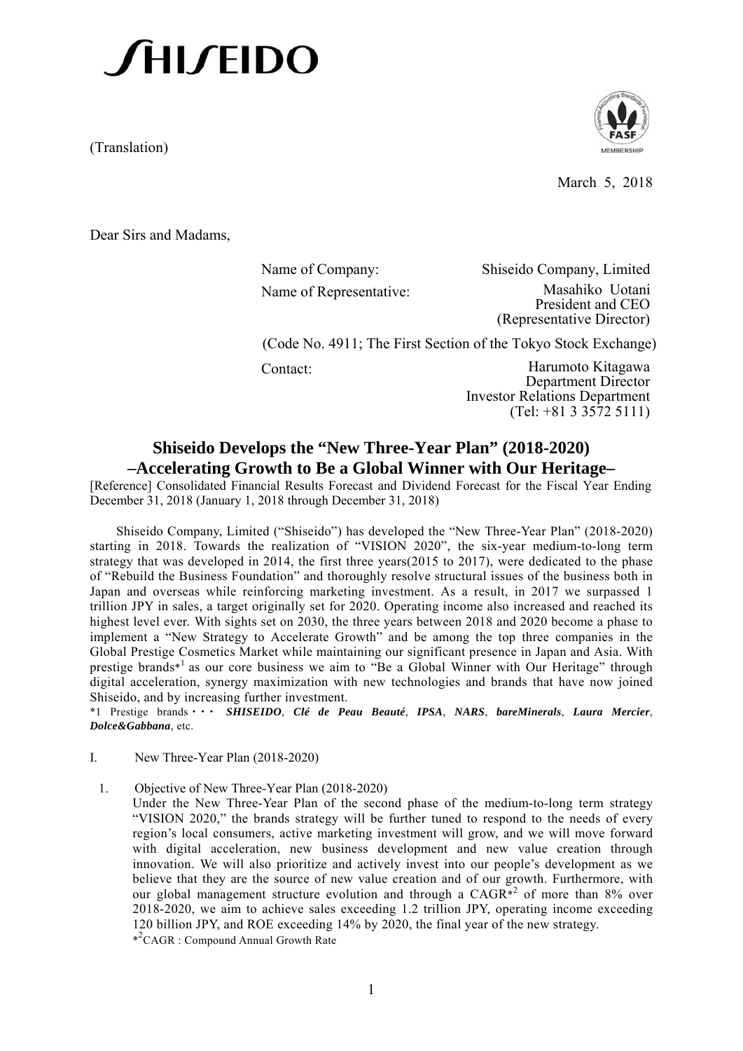# SHISEIDO

(Translation)

March 5, 2018

Dear Sirs and Madams,

Name of Company: Shiseido Company, Limited

Name of Representative: Masahiko Uotani
President and CEO
(Representative Director)

(Code No. 4911; The First Section of the Tokyo Stock Exchange)

Contact: Harumoto Kitagawa
Department Director
Investor Relations Department
(Tel: +81 3 3572 5111)

## Shiseido Develops the "New Three-Year Plan" (2018-2020) –Accelerating Growth to Be a Global Winner with Our Heritage–

[Reference] Consolidated Financial Results Forecast and Dividend Forecast for the Fiscal Year Ending December 31, 2018 (January 1, 2018 through December 31, 2018)

Shiseido Company, Limited ("Shiseido") has developed the "New Three-Year Plan" (2018-2020) starting in 2018. Towards the realization of "VISION 2020", the six-year medium-to-long term strategy that was developed in 2014, the first three years(2015 to 2017), were dedicated to the phase of "Rebuild the Business Foundation" and thoroughly resolve structural issues of the business both in Japan and overseas while reinforcing marketing investment. As a result, in 2017 we surpassed 1 trillion JPY in sales, a target originally set for 2020. Operating income also increased and reached its highest level ever. With sights set on 2030, the three years between 2018 and 2020 become a phase to implement a "New Strategy to Accelerate Growth" and be among the top three companies in the Global Prestige Cosmetics Market while maintaining our significant presence in Japan and Asia. With prestige brands*[1] as our core business we aim to "Be a Global Winner with Our Heritage" through digital acceleration, synergy maximization with new technologies and brands that have now joined Shiseido, and by increasing further investment.

*1 Prestige brands・・・ ***SHISEIDO***, ***Clé de Peau Beauté***, ***IPSA***, ***NARS***, ***bareMinerals***, ***Laura Mercier***, ***Dolce&Gabbana***, etc.

I. New Three-Year Plan (2018-2020)

1. Objective of New Three-Year Plan (2018-2020)

   Under the New Three-Year Plan of the second phase of the medium-to-long term strategy "VISION 2020," the brands strategy will be further tuned to respond to the needs of every region's local consumers, active marketing investment will grow, and we will move forward with digital acceleration, new business development and new value creation through innovation. We will also prioritize and actively invest into our people's development as we believe that they are the source of new value creation and of our growth. Furthermore, with our global management structure evolution and through a CAGR*[2] of more than 8% over 2018-2020, we aim to achieve sales exceeding 1.2 trillion JPY, operating income exceeding 120 billion JPY, and ROE exceeding 14% by 2020, the final year of the new strategy.

   *[2]CAGR : Compound Annual Growth Rate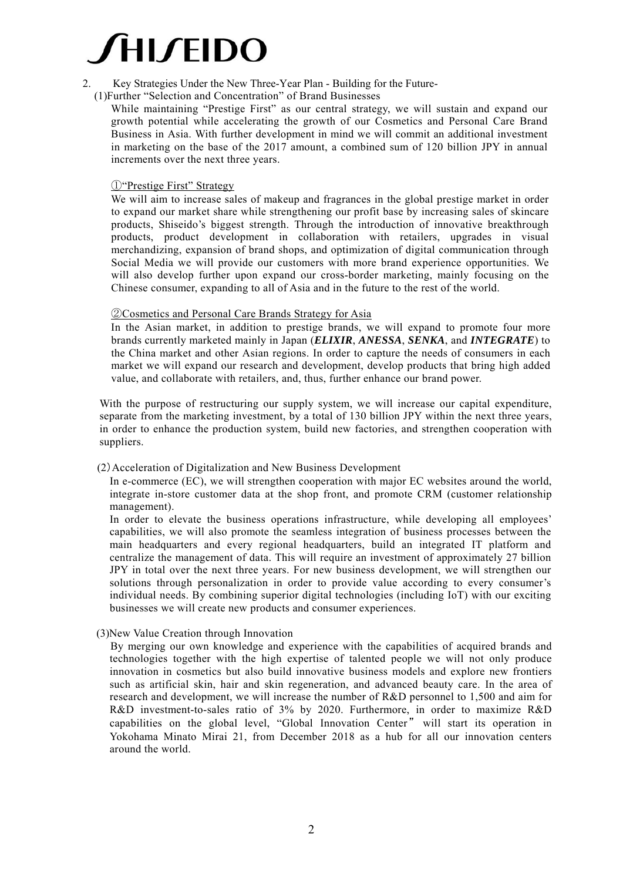SHISEIDO

## 2. Key Strategies Under the New Three-Year Plan - Building for the Future-

### (1)Further "Selection and Concentration" of Brand Businesses

While maintaining "Prestige First" as our central strategy, we will sustain and expand our growth potential while accelerating the growth of our Cosmetics and Personal Care Brand Business in Asia. With further development in mind we will commit an additional investment in marketing on the base of the 2017 amount, a combined sum of 120 billion JPY in annual increments over the next three years.

#### ①"Prestige First" Strategy

We will aim to increase sales of makeup and fragrances in the global prestige market in order to expand our market share while strengthening our profit base by increasing sales of skincare products, Shiseido's biggest strength. Through the introduction of innovative breakthrough products, product development in collaboration with retailers, upgrades in visual merchandizing, expansion of brand shops, and optimization of digital communication through Social Media we will provide our customers with more brand experience opportunities. We will also develop further upon expand our cross-border marketing, mainly focusing on the Chinese consumer, expanding to all of Asia and in the future to the rest of the world.

#### ②Cosmetics and Personal Care Brands Strategy for Asia

In the Asian market, in addition to prestige brands, we will expand to promote four more brands currently marketed mainly in Japan (***ELIXIR***, ***ANESSA***, ***SENKA***, and ***INTEGRATE***) to the China market and other Asian regions. In order to capture the needs of consumers in each market we will expand our research and development, develop products that bring high added value, and collaborate with retailers, and, thus, further enhance our brand power.

With the purpose of restructuring our supply system, we will increase our capital expenditure, separate from the marketing investment, by a total of 130 billion JPY within the next three years, in order to enhance the production system, build new factories, and strengthen cooperation with suppliers.

### (2) Acceleration of Digitalization and New Business Development

In e-commerce (EC), we will strengthen cooperation with major EC websites around the world, integrate in-store customer data at the shop front, and promote CRM (customer relationship management).

In order to elevate the business operations infrastructure, while developing all employees' capabilities, we will also promote the seamless integration of business processes between the main headquarters and every regional headquarters, build an integrated IT platform and centralize the management of data. This will require an investment of approximately 27 billion JPY in total over the next three years. For new business development, we will strengthen our solutions through personalization in order to provide value according to every consumer's individual needs. By combining superior digital technologies (including IoT) with our exciting businesses we will create new products and consumer experiences.

### (3)New Value Creation through Innovation

By merging our own knowledge and experience with the capabilities of acquired brands and technologies together with the high expertise of talented people we will not only produce innovation in cosmetics but also build innovative business models and explore new frontiers such as artificial skin, hair and skin regeneration, and advanced beauty care. In the area of research and development, we will increase the number of R&D personnel to 1,500 and aim for R&D investment-to-sales ratio of 3% by 2020. Furthermore, in order to maximize R&D capabilities on the global level, "Global Innovation Center" will start its operation in Yokohama Minato Mirai 21, from December 2018 as a hub for all our innovation centers around the world.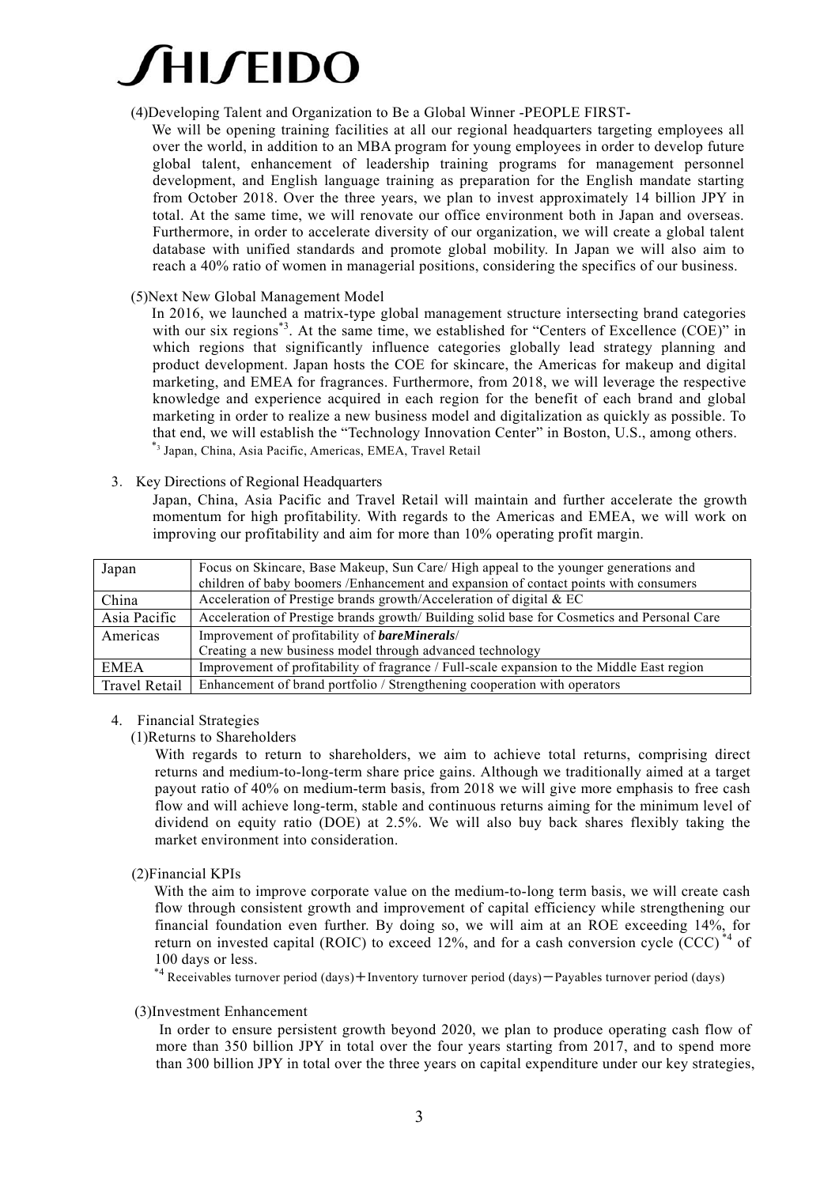(4)Developing Talent and Organization to Be a Global Winner -PEOPLE FIRST-

We will be opening training facilities at all our regional headquarters targeting employees all over the world, in addition to an MBA program for young employees in order to develop future global talent, enhancement of leadership training programs for management personnel development, and English language training as preparation for the English mandate starting from October 2018. Over the three years, we plan to invest approximately 14 billion JPY in total. At the same time, we will renovate our office environment both in Japan and overseas. Furthermore, in order to accelerate diversity of our organization, we will create a global talent database with unified standards and promote global mobility. In Japan we will also aim to reach a 40% ratio of women in managerial positions, considering the specifics of our business.

(5)Next New Global Management Model

In 2016, we launched a matrix-type global management structure intersecting brand categories with our six regions[*3]. At the same time, we established for "Centers of Excellence (COE)" in which regions that significantly influence categories globally lead strategy planning and product development. Japan hosts the COE for skincare, the Americas for makeup and digital marketing, and EMEA for fragrances. Furthermore, from 2018, we will leverage the respective knowledge and experience acquired in each region for the benefit of each brand and global marketing in order to realize a new business model and digitalization as quickly as possible. To that end, we will establish the "Technology Innovation Center" in Boston, U.S., among others.

[*3] Japan, China, Asia Pacific, Americas, EMEA, Travel Retail

3. Key Directions of Regional Headquarters

Japan, China, Asia Pacific and Travel Retail will maintain and further accelerate the growth momentum for high profitability. With regards to the Americas and EMEA, we will work on improving our profitability and aim for more than 10% operating profit margin.

| Region | Key Directions |
|---|---|
| Japan | Focus on Skincare, Base Makeup, Sun Care/ High appeal to the younger generations and children of baby boomers /Enhancement and expansion of contact points with consumers |
| China | Acceleration of Prestige brands growth/Acceleration of digital & EC |
| Asia Pacific | Acceleration of Prestige brands growth/ Building solid base for Cosmetics and Personal Care |
| Americas | Improvement of profitability of ***bareMinerals***/ Creating a new business model through advanced technology |
| EMEA | Improvement of profitability of fragrance / Full-scale expansion to the Middle East region |
| Travel Retail | Enhancement of brand portfolio / Strengthening cooperation with operators |

4. Financial Strategies

(1)Returns to Shareholders

With regards to return to shareholders, we aim to achieve total returns, comprising direct returns and medium-to-long-term share price gains. Although we traditionally aimed at a target payout ratio of 40% on medium-term basis, from 2018 we will give more emphasis to free cash flow and will achieve long-term, stable and continuous returns aiming for the minimum level of dividend on equity ratio (DOE) at 2.5%. We will also buy back shares flexibly taking the market environment into consideration.

(2)Financial KPIs

With the aim to improve corporate value on the medium-to-long term basis, we will create cash flow through consistent growth and improvement of capital efficiency while strengthening our financial foundation even further. By doing so, we will aim at an ROE exceeding 14%, for return on invested capital (ROIC) to exceed 12%, and for a cash conversion cycle (CCC)[*4] of 100 days or less.

[*4] Receivables turnover period (days)＋Inventory turnover period (days)－Payables turnover period (days)

(3)Investment Enhancement

In order to ensure persistent growth beyond 2020, we plan to produce operating cash flow of more than 350 billion JPY in total over the four years starting from 2017, and to spend more than 300 billion JPY in total over the three years on capital expenditure under our key strategies,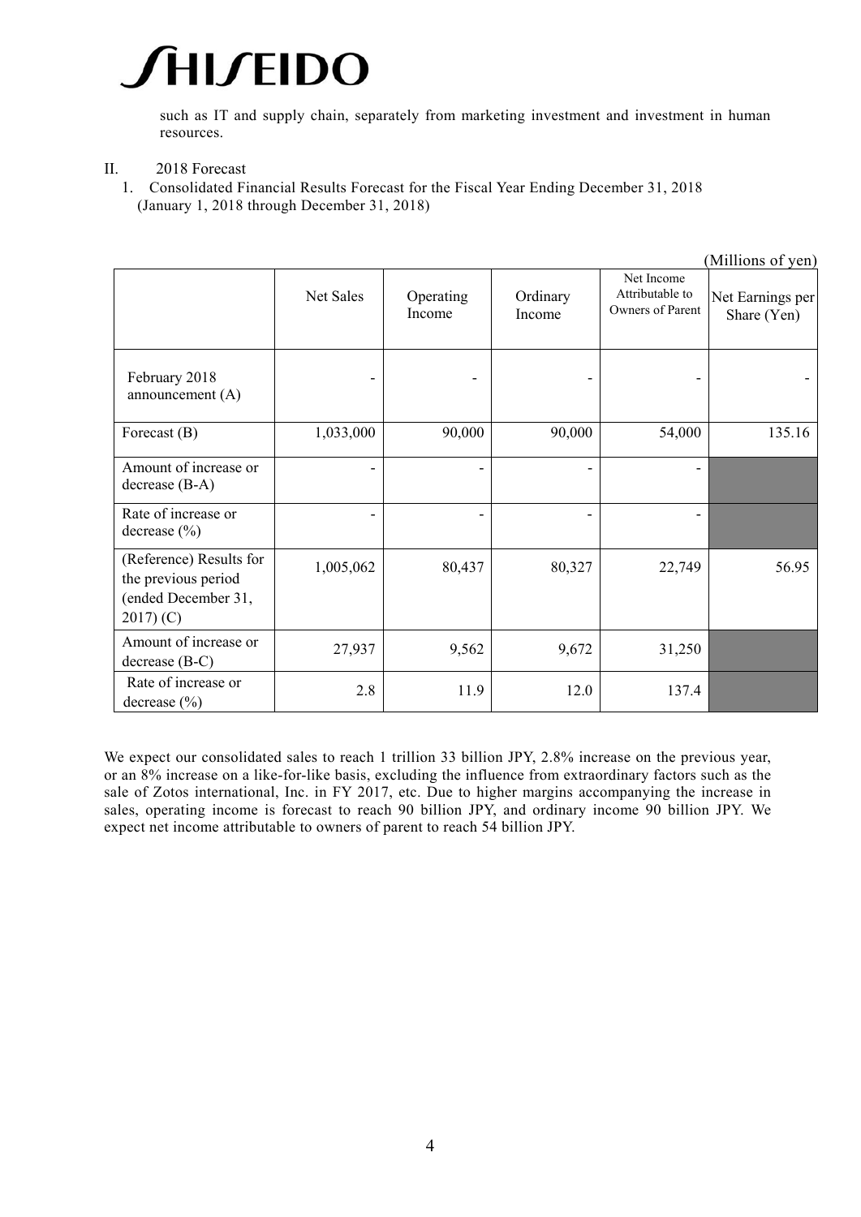such as IT and supply chain, separately from marketing investment and investment in human resources.

II. 2018 Forecast

1. Consolidated Financial Results Forecast for the Fiscal Year Ending December 31, 2018 (January 1, 2018 through December 31, 2018)

(Millions of yen)

| | Net Sales | Operating Income | Ordinary Income | Net Income Attributable to Owners of Parent | Net Earnings per Share (Yen) |
|---|---|---|---|---|---|
| February 2018 announcement (A) | - | - | - | - | - |
| Forecast (B) | 1,033,000 | 90,000 | 90,000 | 54,000 | 135.16 |
| Amount of increase or decrease (B-A) | - | - | - | - | |
| Rate of increase or decrease (%) | - | - | - | - | |
| (Reference) Results for the previous period (ended December 31, 2017) (C) | 1,005,062 | 80,437 | 80,327 | 22,749 | 56.95 |
| Amount of increase or decrease (B-C) | 27,937 | 9,562 | 9,672 | 31,250 | |
| Rate of increase or decrease (%) | 2.8 | 11.9 | 12.0 | 137.4 | |

We expect our consolidated sales to reach 1 trillion 33 billion JPY, 2.8% increase on the previous year, or an 8% increase on a like-for-like basis, excluding the influence from extraordinary factors such as the sale of Zotos international, Inc. in FY 2017, etc. Due to higher margins accompanying the increase in sales, operating income is forecast to reach 90 billion JPY, and ordinary income 90 billion JPY. We expect net income attributable to owners of parent to reach 54 billion JPY.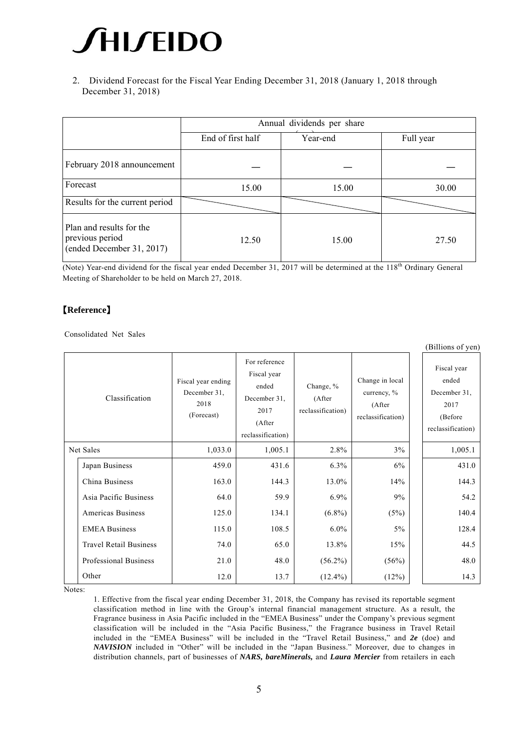2. Dividend Forecast for the Fiscal Year Ending December 31, 2018 (January 1, 2018 through December 31, 2018)

| | Annual dividends per share (yen) | | |
|---|---|---|---|
| | End of first half | Year-end | Full year |
| February 2018 announcement | — | — | — |
| Forecast | 15.00 | 15.00 | 30.00 |
| Results for the current period | | | |
| Plan and results for the previous period (ended December 31, 2017) | 12.50 | 15.00 | 27.50 |

(Note) Year-end dividend for the fiscal year ended December 31, 2017 will be determined at the 118th Ordinary General Meeting of Shareholder to be held on March 27, 2018.

## 【Reference】

Consolidated Net Sales

(Billions of yen)

| Classification | Fiscal year ending December 31, 2018 (Forecast) | For reference Fiscal year ended December 31, 2017 (After reclassification) | Change, % (After reclassification) | Change in local currency, % (After reclassification) | Fiscal year ended December 31, 2017 (Before reclassification) |
|---|---|---|---|---|---|
| Net Sales | 1,033.0 | 1,005.1 | 2.8% | 3% | 1,005.1 |
| Japan Business | 459.0 | 431.6 | 6.3% | 6% | 431.0 |
| China Business | 163.0 | 144.3 | 13.0% | 14% | 144.3 |
| Asia Pacific Business | 64.0 | 59.9 | 6.9% | 9% | 54.2 |
| Americas Business | 125.0 | 134.1 | (6.8%) | (5%) | 140.4 |
| EMEA Business | 115.0 | 108.5 | 6.0% | 5% | 128.4 |
| Travel Retail Business | 74.0 | 65.0 | 13.8% | 15% | 44.5 |
| Professional Business | 21.0 | 48.0 | (56.2%) | (56%) | 48.0 |
| Other | 12.0 | 13.7 | (12.4%) | (12%) | 14.3 |

Notes:

1. Effective from the fiscal year ending December 31, 2018, the Company has revised its reportable segment classification method in line with the Group's internal financial management structure. As a result, the Fragrance business in Asia Pacific included in the "EMEA Business" under the Company's previous segment classification will be included in the "Asia Pacific Business," the Fragrance business in Travel Retail included in the "EMEA Business" will be included in the "Travel Retail Business," and ***2e*** (doe) and ***NAVISION*** included in "Other" will be included in the "Japan Business." Moreover, due to changes in distribution channels, part of businesses of ***NARS, bareMinerals,*** and ***Laura Mercier*** from retailers in each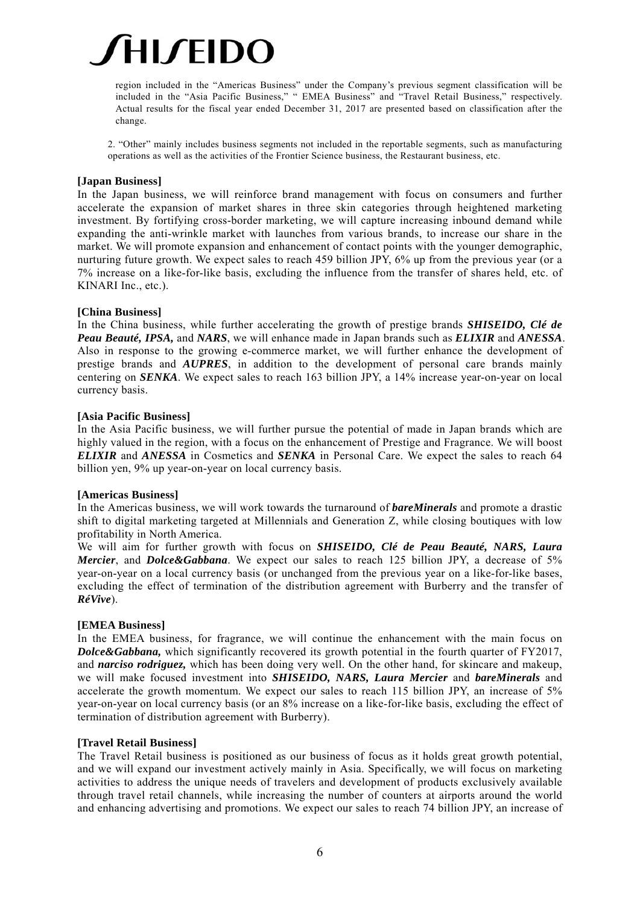region included in the "Americas Business" under the Company's previous segment classification will be included in the "Asia Pacific Business," " EMEA Business" and "Travel Retail Business," respectively. Actual results for the fiscal year ended December 31, 2017 are presented based on classification after the change.

2. "Other" mainly includes business segments not included in the reportable segments, such as manufacturing operations as well as the activities of the Frontier Science business, the Restaurant business, etc.

**[Japan Business]**

In the Japan business, we will reinforce brand management with focus on consumers and further accelerate the expansion of market shares in three skin categories through heightened marketing investment. By fortifying cross-border marketing, we will capture increasing inbound demand while expanding the anti-wrinkle market with launches from various brands, to increase our share in the market. We will promote expansion and enhancement of contact points with the younger demographic, nurturing future growth. We expect sales to reach 459 billion JPY, 6% up from the previous year (or a 7% increase on a like-for-like basis, excluding the influence from the transfer of shares held, etc. of KINARI Inc., etc.).

**[China Business]**

In the China business, while further accelerating the growth of prestige brands ***SHISEIDO, Clé de Peau Beauté, IPSA,*** and ***NARS***, we will enhance made in Japan brands such as ***ELIXIR*** and ***ANESSA***. Also in response to the growing e-commerce market, we will further enhance the development of prestige brands and ***AUPRES***, in addition to the development of personal care brands mainly centering on ***SENKA***. We expect sales to reach 163 billion JPY, a 14% increase year-on-year on local currency basis.

**[Asia Pacific Business]**

In the Asia Pacific business, we will further pursue the potential of made in Japan brands which are highly valued in the region, with a focus on the enhancement of Prestige and Fragrance. We will boost ***ELIXIR*** and ***ANESSA*** in Cosmetics and ***SENKA*** in Personal Care. We expect the sales to reach 64 billion yen, 9% up year-on-year on local currency basis.

**[Americas Business]**

In the Americas business, we will work towards the turnaround of ***bareMinerals*** and promote a drastic shift to digital marketing targeted at Millennials and Generation Z, while closing boutiques with low profitability in North America.

We will aim for further growth with focus on ***SHISEIDO, Clé de Peau Beauté, NARS, Laura Mercier***, and ***Dolce&Gabbana***. We expect our sales to reach 125 billion JPY, a decrease of 5% year-on-year on a local currency basis (or unchanged from the previous year on a like-for-like bases, excluding the effect of termination of the distribution agreement with Burberry and the transfer of ***RéVive***).

**[EMEA Business]**

In the EMEA business, for fragrance, we will continue the enhancement with the main focus on ***Dolce&Gabbana,*** which significantly recovered its growth potential in the fourth quarter of FY2017, and ***narciso rodriguez,*** which has been doing very well. On the other hand, for skincare and makeup, we will make focused investment into ***SHISEIDO, NARS, Laura Mercier*** and ***bareMinerals*** and accelerate the growth momentum. We expect our sales to reach 115 billion JPY, an increase of 5% year-on-year on local currency basis (or an 8% increase on a like-for-like basis, excluding the effect of termination of distribution agreement with Burberry).

**[Travel Retail Business]**

The Travel Retail business is positioned as our business of focus as it holds great growth potential, and we will expand our investment actively mainly in Asia. Specifically, we will focus on marketing activities to address the unique needs of travelers and development of products exclusively available through travel retail channels, while increasing the number of counters at airports around the world and enhancing advertising and promotions. We expect our sales to reach 74 billion JPY, an increase of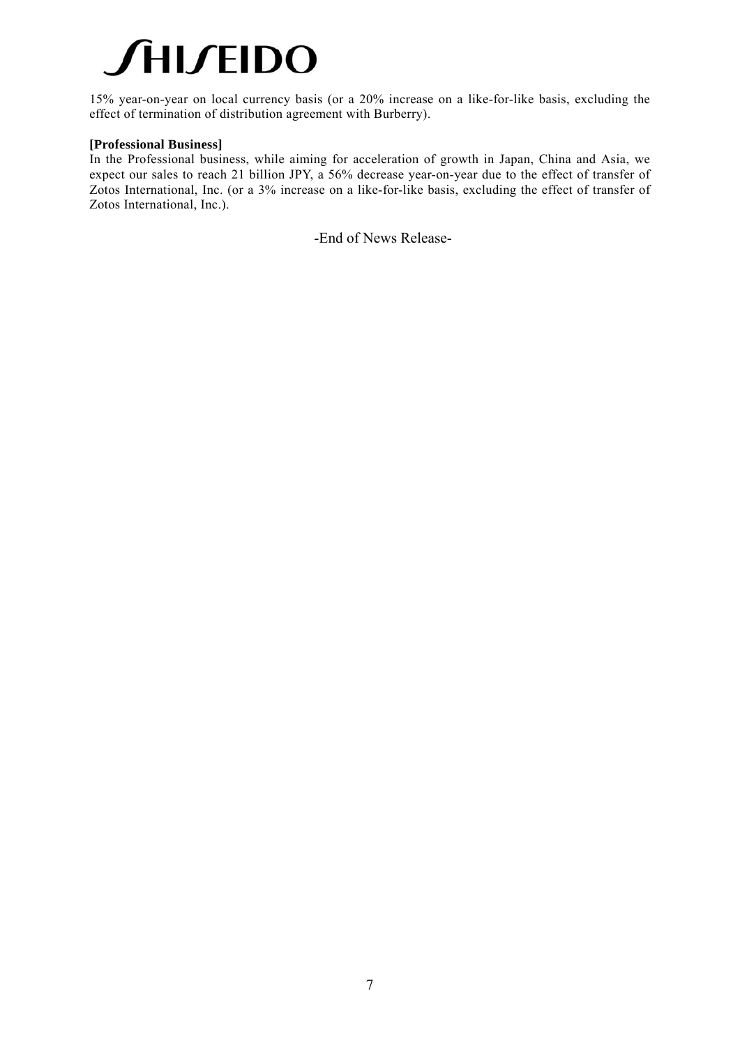15% year-on-year on local currency basis (or a 20% increase on a like-for-like basis, excluding the effect of termination of distribution agreement with Burberry).

**[Professional Business]**

In the Professional business, while aiming for acceleration of growth in Japan, China and Asia, we expect our sales to reach 21 billion JPY, a 56% decrease year-on-year due to the effect of transfer of Zotos International, Inc. (or a 3% increase on a like-for-like basis, excluding the effect of transfer of Zotos International, Inc.).

-End of News Release-